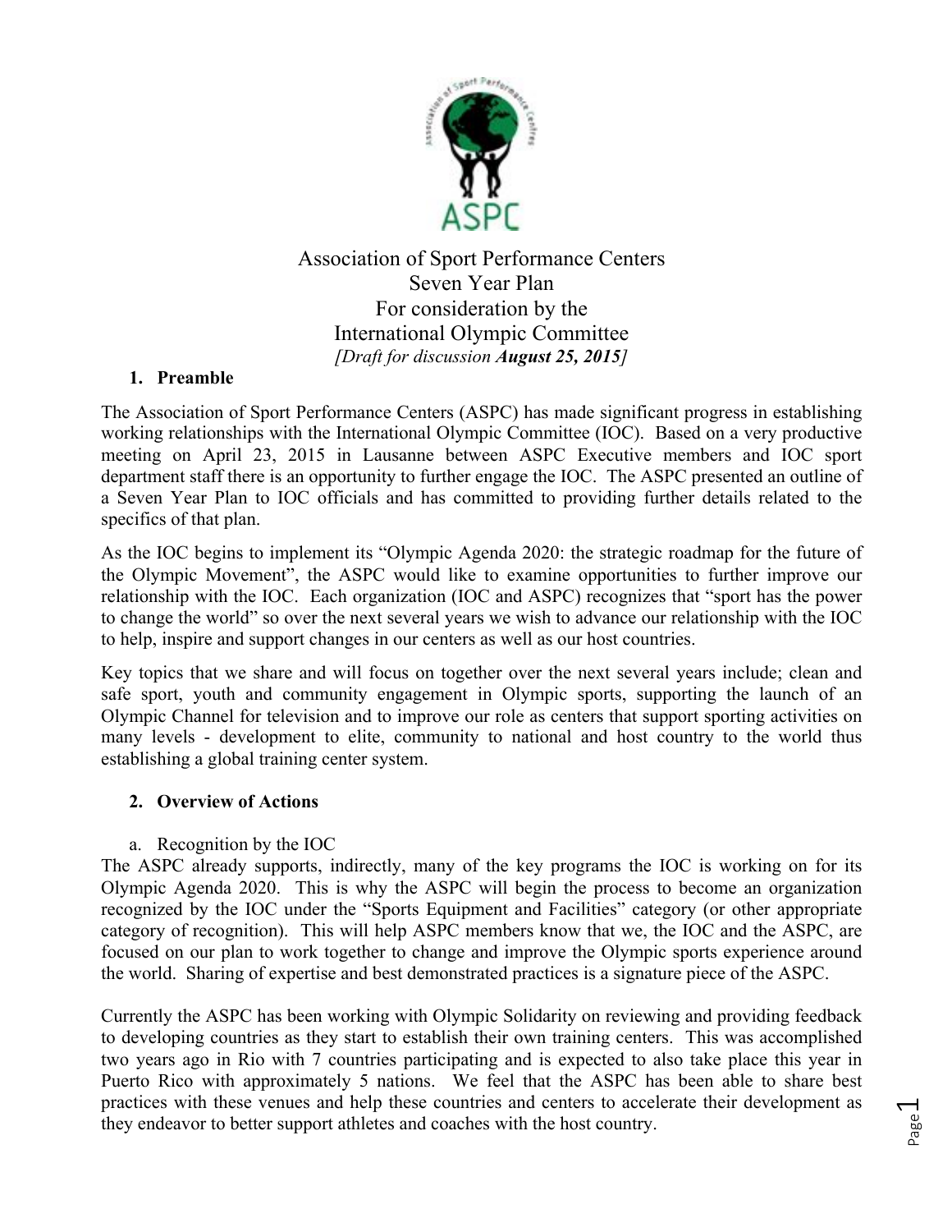Association of Sport Performance Centers
Seven Year Plan
For consideration by the
International Olympic Committee
*[Draft for discussion **August 25, 2015**]*

## 1. Preamble

The Association of Sport Performance Centers (ASPC) has made significant progress in establishing working relationships with the International Olympic Committee (IOC). Based on a very productive meeting on April 23, 2015 in Lausanne between ASPC Executive members and IOC sport department staff there is an opportunity to further engage the IOC. The ASPC presented an outline of a Seven Year Plan to IOC officials and has committed to providing further details related to the specifics of that plan.

As the IOC begins to implement its "Olympic Agenda 2020: the strategic roadmap for the future of the Olympic Movement", the ASPC would like to examine opportunities to further improve our relationship with the IOC. Each organization (IOC and ASPC) recognizes that "sport has the power to change the world" so over the next several years we wish to advance our relationship with the IOC to help, inspire and support changes in our centers as well as our host countries.

Key topics that we share and will focus on together over the next several years include; clean and safe sport, youth and community engagement in Olympic sports, supporting the launch of an Olympic Channel for television and to improve our role as centers that support sporting activities on many levels - development to elite, community to national and host country to the world thus establishing a global training center system.

## 2. Overview of Actions

### a. Recognition by the IOC

The ASPC already supports, indirectly, many of the key programs the IOC is working on for its Olympic Agenda 2020. This is why the ASPC will begin the process to become an organization recognized by the IOC under the "Sports Equipment and Facilities" category (or other appropriate category of recognition). This will help ASPC members know that we, the IOC and the ASPC, are focused on our plan to work together to change and improve the Olympic sports experience around the world. Sharing of expertise and best demonstrated practices is a signature piece of the ASPC.

Currently the ASPC has been working with Olympic Solidarity on reviewing and providing feedback to developing countries as they start to establish their own training centers. This was accomplished two years ago in Rio with 7 countries participating and is expected to also take place this year in Puerto Rico with approximately 5 nations. We feel that the ASPC has been able to share best practices with these venues and help these countries and centers to accelerate their development as they endeavor to better support athletes and coaches with the host country.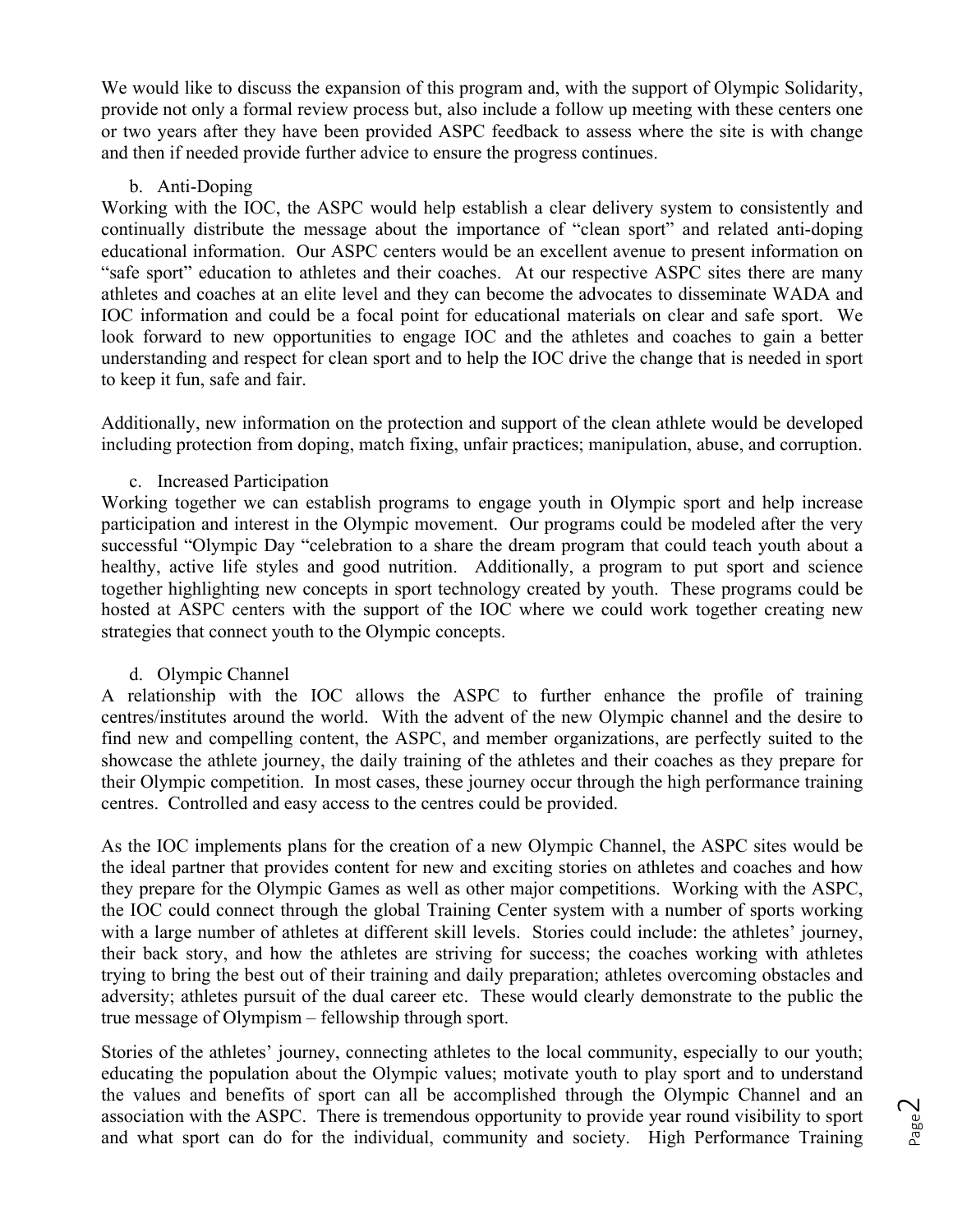We would like to discuss the expansion of this program and, with the support of Olympic Solidarity, provide not only a formal review process but, also include a follow up meeting with these centers one or two years after they have been provided ASPC feedback to assess where the site is with change and then if needed provide further advice to ensure the progress continues.

b. Anti-Doping

Working with the IOC, the ASPC would help establish a clear delivery system to consistently and continually distribute the message about the importance of "clean sport" and related anti-doping educational information. Our ASPC centers would be an excellent avenue to present information on "safe sport" education to athletes and their coaches. At our respective ASPC sites there are many athletes and coaches at an elite level and they can become the advocates to disseminate WADA and IOC information and could be a focal point for educational materials on clear and safe sport. We look forward to new opportunities to engage IOC and the athletes and coaches to gain a better understanding and respect for clean sport and to help the IOC drive the change that is needed in sport to keep it fun, safe and fair.

Additionally, new information on the protection and support of the clean athlete would be developed including protection from doping, match fixing, unfair practices; manipulation, abuse, and corruption.

c. Increased Participation

Working together we can establish programs to engage youth in Olympic sport and help increase participation and interest in the Olympic movement. Our programs could be modeled after the very successful "Olympic Day "celebration to a share the dream program that could teach youth about a healthy, active life styles and good nutrition. Additionally, a program to put sport and science together highlighting new concepts in sport technology created by youth. These programs could be hosted at ASPC centers with the support of the IOC where we could work together creating new strategies that connect youth to the Olympic concepts.

d. Olympic Channel

A relationship with the IOC allows the ASPC to further enhance the profile of training centres/institutes around the world. With the advent of the new Olympic channel and the desire to find new and compelling content, the ASPC, and member organizations, are perfectly suited to the showcase the athlete journey, the daily training of the athletes and their coaches as they prepare for their Olympic competition. In most cases, these journey occur through the high performance training centres. Controlled and easy access to the centres could be provided.

As the IOC implements plans for the creation of a new Olympic Channel, the ASPC sites would be the ideal partner that provides content for new and exciting stories on athletes and coaches and how they prepare for the Olympic Games as well as other major competitions. Working with the ASPC, the IOC could connect through the global Training Center system with a number of sports working with a large number of athletes at different skill levels. Stories could include: the athletes' journey, their back story, and how the athletes are striving for success; the coaches working with athletes trying to bring the best out of their training and daily preparation; athletes overcoming obstacles and adversity; athletes pursuit of the dual career etc. These would clearly demonstrate to the public the true message of Olympism – fellowship through sport.

Stories of the athletes' journey, connecting athletes to the local community, especially to our youth; educating the population about the Olympic values; motivate youth to play sport and to understand the values and benefits of sport can all be accomplished through the Olympic Channel and an association with the ASPC. There is tremendous opportunity to provide year round visibility to sport and what sport can do for the individual, community and society. High Performance Training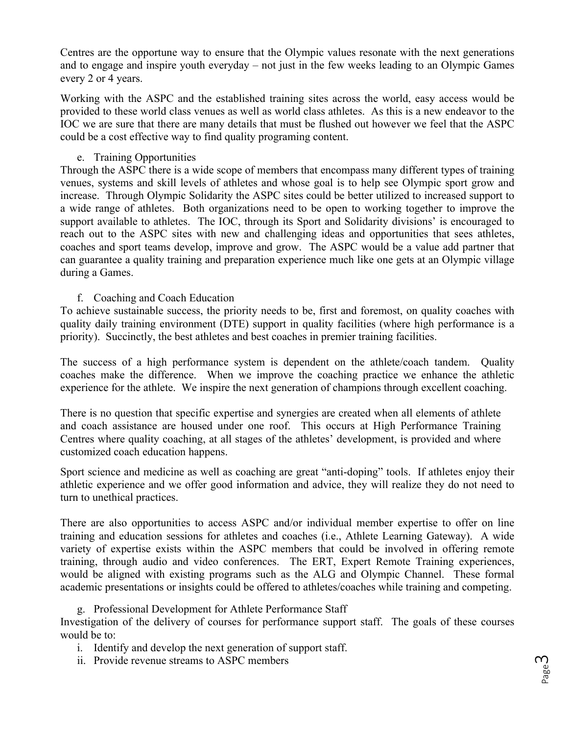Centres are the opportune way to ensure that the Olympic values resonate with the next generations and to engage and inspire youth everyday – not just in the few weeks leading to an Olympic Games every 2 or 4 years.

Working with the ASPC and the established training sites across the world, easy access would be provided to these world class venues as well as world class athletes. As this is a new endeavor to the IOC we are sure that there are many details that must be flushed out however we feel that the ASPC could be a cost effective way to find quality programing content.

e. Training Opportunities

Through the ASPC there is a wide scope of members that encompass many different types of training venues, systems and skill levels of athletes and whose goal is to help see Olympic sport grow and increase. Through Olympic Solidarity the ASPC sites could be better utilized to increased support to a wide range of athletes. Both organizations need to be open to working together to improve the support available to athletes. The IOC, through its Sport and Solidarity divisions' is encouraged to reach out to the ASPC sites with new and challenging ideas and opportunities that sees athletes, coaches and sport teams develop, improve and grow. The ASPC would be a value add partner that can guarantee a quality training and preparation experience much like one gets at an Olympic village during a Games.

f. Coaching and Coach Education

To achieve sustainable success, the priority needs to be, first and foremost, on quality coaches with quality daily training environment (DTE) support in quality facilities (where high performance is a priority). Succinctly, the best athletes and best coaches in premier training facilities.

The success of a high performance system is dependent on the athlete/coach tandem. Quality coaches make the difference. When we improve the coaching practice we enhance the athletic experience for the athlete. We inspire the next generation of champions through excellent coaching.

There is no question that specific expertise and synergies are created when all elements of athlete and coach assistance are housed under one roof. This occurs at High Performance Training Centres where quality coaching, at all stages of the athletes' development, is provided and where customized coach education happens.

Sport science and medicine as well as coaching are great "anti-doping" tools. If athletes enjoy their athletic experience and we offer good information and advice, they will realize they do not need to turn to unethical practices.

There are also opportunities to access ASPC and/or individual member expertise to offer on line training and education sessions for athletes and coaches (i.e., Athlete Learning Gateway). A wide variety of expertise exists within the ASPC members that could be involved in offering remote training, through audio and video conferences. The ERT, Expert Remote Training experiences, would be aligned with existing programs such as the ALG and Olympic Channel. These formal academic presentations or insights could be offered to athletes/coaches while training and competing.

g. Professional Development for Athlete Performance Staff

Investigation of the delivery of courses for performance support staff. The goals of these courses would be to:

i. Identify and develop the next generation of support staff.
ii. Provide revenue streams to ASPC members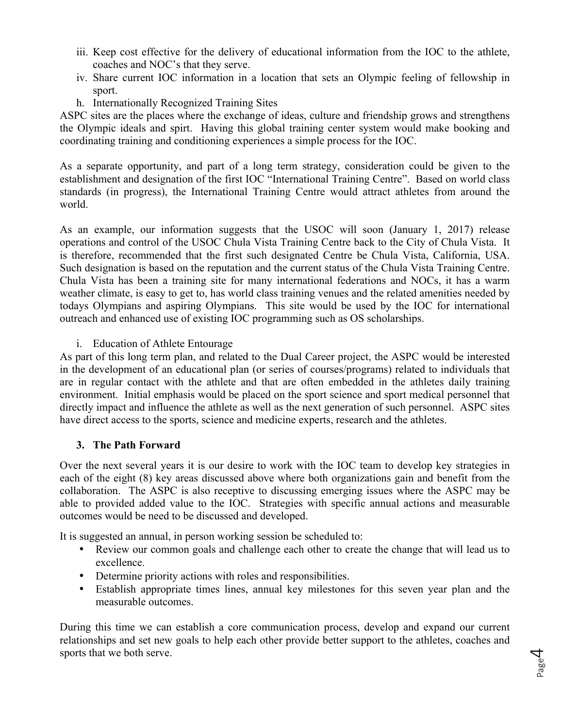iii. Keep cost effective for the delivery of educational information from the IOC to the athlete, coaches and NOC's that they serve.
iv. Share current IOC information in a location that sets an Olympic feeling of fellowship in sport.

h. Internationally Recognized Training Sites

ASPC sites are the places where the exchange of ideas, culture and friendship grows and strengthens the Olympic ideals and spirt. Having this global training center system would make booking and coordinating training and conditioning experiences a simple process for the IOC.

As a separate opportunity, and part of a long term strategy, consideration could be given to the establishment and designation of the first IOC "International Training Centre". Based on world class standards (in progress), the International Training Centre would attract athletes from around the world.

As an example, our information suggests that the USOC will soon (January 1, 2017) release operations and control of the USOC Chula Vista Training Centre back to the City of Chula Vista. It is therefore, recommended that the first such designated Centre be Chula Vista, California, USA. Such designation is based on the reputation and the current status of the Chula Vista Training Centre. Chula Vista has been a training site for many international federations and NOCs, it has a warm weather climate, is easy to get to, has world class training venues and the related amenities needed by todays Olympians and aspiring Olympians. This site would be used by the IOC for international outreach and enhanced use of existing IOC programming such as OS scholarships.

i. Education of Athlete Entourage

As part of this long term plan, and related to the Dual Career project, the ASPC would be interested in the development of an educational plan (or series of courses/programs) related to individuals that are in regular contact with the athlete and that are often embedded in the athletes daily training environment. Initial emphasis would be placed on the sport science and sport medical personnel that directly impact and influence the athlete as well as the next generation of such personnel. ASPC sites have direct access to the sports, science and medicine experts, research and the athletes.

## 3. The Path Forward

Over the next several years it is our desire to work with the IOC team to develop key strategies in each of the eight (8) key areas discussed above where both organizations gain and benefit from the collaboration. The ASPC is also receptive to discussing emerging issues where the ASPC may be able to provided added value to the IOC. Strategies with specific annual actions and measurable outcomes would be need to be discussed and developed.

It is suggested an annual, in person working session be scheduled to:

- Review our common goals and challenge each other to create the change that will lead us to excellence.
- Determine priority actions with roles and responsibilities.
- Establish appropriate times lines, annual key milestones for this seven year plan and the measurable outcomes.

During this time we can establish a core communication process, develop and expand our current relationships and set new goals to help each other provide better support to the athletes, coaches and sports that we both serve.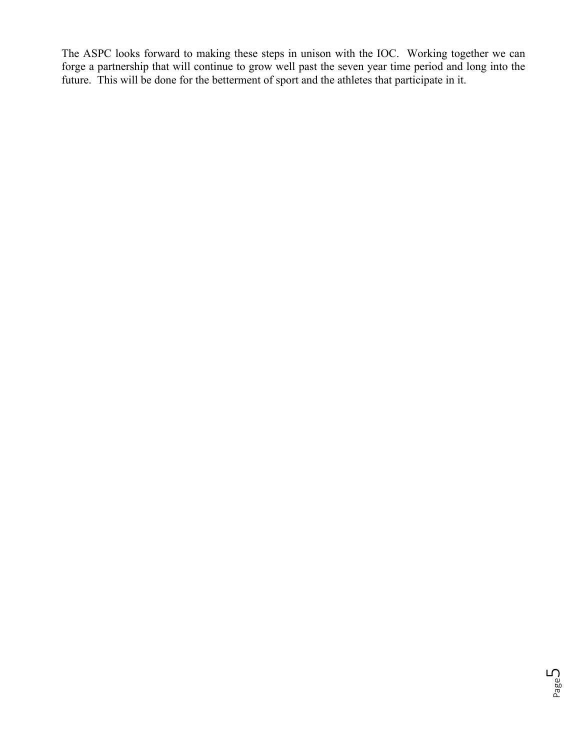The ASPC looks forward to making these steps in unison with the IOC.  Working together we can forge a partnership that will continue to grow well past the seven year time period and long into the future.  This will be done for the betterment of sport and the athletes that participate in it.